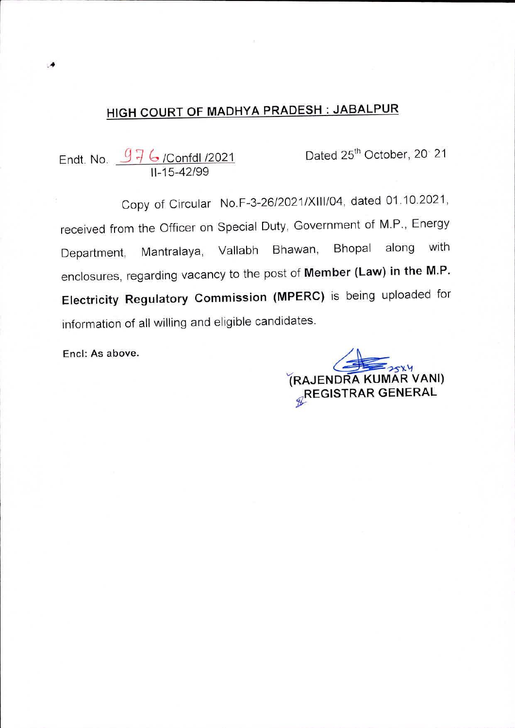# HIGH COURT OF MADHYA PRADESH : JABALPUR

Endt. No. 976 /Confdl /2021
II-15-42/99

Dated 25th October, 2021

Copy of Circular No.F-3-26/2021/XIII/04, dated 01.10.2021, received from the Officer on Special Duty, Government of M.P., Energy Department, Mantralaya, Vallabh Bhawan, Bhopal along with enclosures, regarding vacancy to the post of **Member (Law) in the M.P. Electricity Regulatory Commission (MPERC)** is being uploaded for information of all willing and eligible candidates.

**Encl: As above.**

**(RAJENDRA KUMAR VANI)**
**REGISTRAR GENERAL**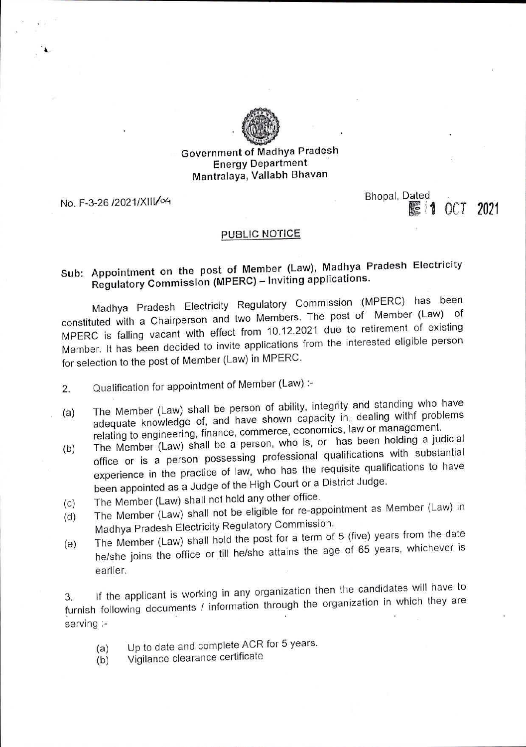Government of Madhya Pradesh
Energy Department
Mantralaya, Vallabh Bhavan

No. F-3-26 /2021/XIII/04

Bhopal, Dated 1 OCT 2021

## PUBLIC NOTICE

**Sub: Appointment on the post of Member (Law), Madhya Pradesh Electricity Regulatory Commission (MPERC) – Inviting applications.**

Madhya Pradesh Electricity Regulatory Commission (MPERC) has been constituted with a Chairperson and two Members. The post of Member (Law) of MPERC is falling vacant with effect from 10.12.2021 due to retirement of existing Member. It has been decided to invite applications from the interested eligible person for selection to the post of Member (Law) in MPERC.

2. Qualification for appointment of Member (Law) :-

(a) The Member (Law) shall be person of ability, integrity and standing who have adequate knowledge of, and have shown capacity in, dealing withf problems relating to engineering, finance, commerce, economics, law or management.

(b) The Member (Law) shall be a person, who is, or has been holding a judicial office or is a person possessing professional qualifications with substantial experience in the practice of law, who has the requisite qualifications to have been appointed as a Judge of the High Court or a District Judge.

(c) The Member (Law) shall not hold any other office.

(d) The Member (Law) shall not be eligible for re-appointment as Member (Law) in Madhya Pradesh Electricity Regulatory Commission.

(e) The Member (Law) shall hold the post for a term of 5 (five) years from the date he/she joins the office or till he/she attains the age of 65 years, whichever is earlier.

3. If the applicant is working in any organization then the candidates will have to furnish following documents / information through the organization in which they are serving :-

(a) Up to date and complete ACR for 5 years.

(b) Vigilance clearance certificate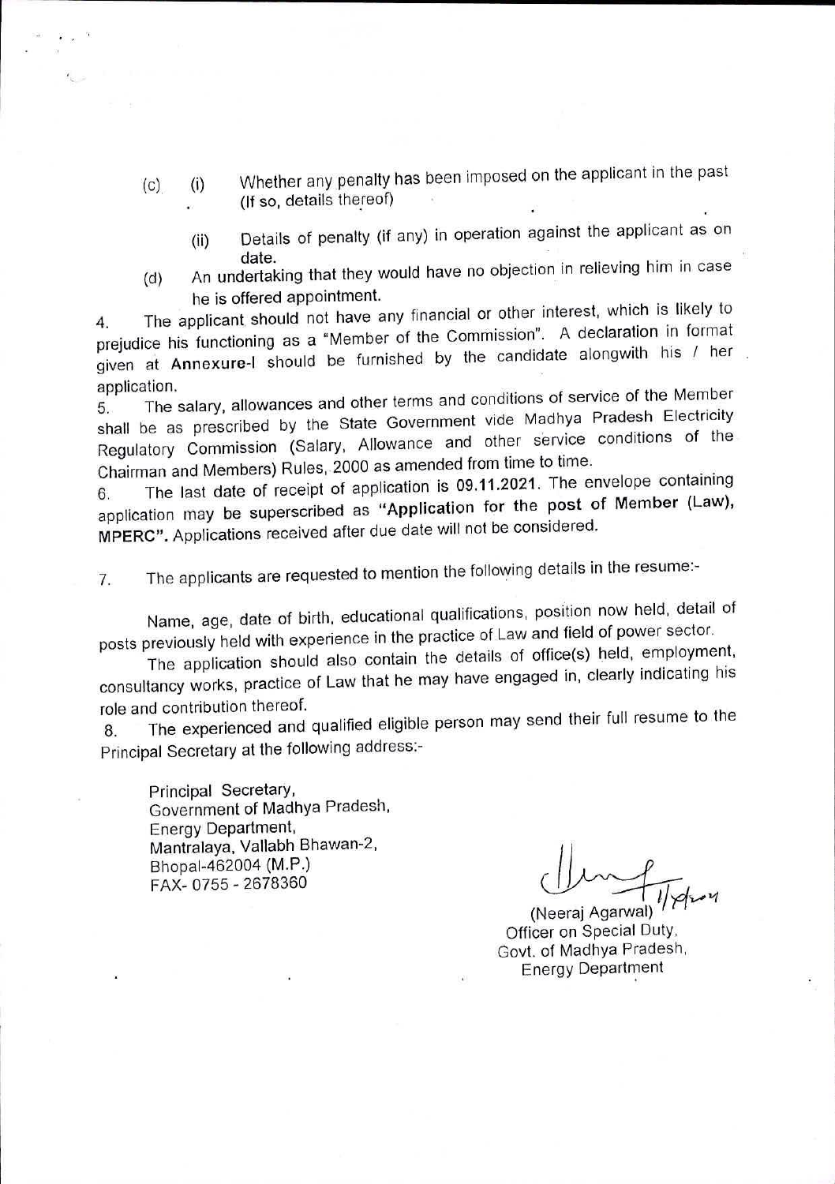(c) (i) Whether any penalty has been imposed on the applicant in the past (If so, details thereof)

(ii) Details of penalty (if any) in operation against the applicant as on date.

(d) An undertaking that they would have no objection in relieving him in case he is offered appointment.

4. The applicant should not have any financial or other interest, which is likely to prejudice his functioning as a "Member of the Commission". A declaration in format given at **Annexure-I** should be furnished by the candidate alongwith his / her application.

5. The salary, allowances and other terms and conditions of service of the Member shall be as prescribed by the State Government vide Madhya Pradesh Electricity Regulatory Commission (Salary, Allowance and other service conditions of the Chairman and Members) Rules, 2000 as amended from time to time.

6. The last date of receipt of application is **09.11.2021**. The envelope containing application may be superscribed as **"Application for the post of Member (Law), MPERC"**. Applications received after due date will not be considered.

7. The applicants are requested to mention the following details in the resume:-

Name, age, date of birth, educational qualifications, position now held, detail of posts previously held with experience in the practice of Law and field of power sector.

The application should also contain the details of office(s) held, employment, consultancy works, practice of Law that he may have engaged in, clearly indicating his role and contribution thereof.

8. The experienced and qualified eligible person may send their full resume to the Principal Secretary at the following address:-

Principal Secretary,
Government of Madhya Pradesh,
Energy Department,
Mantralaya, Vallabh Bhawan-2,
Bhopal-462004 (M.P.)
FAX- 0755 - 2678360

(Neeraj Agarwal)
Officer on Special Duty,
Govt. of Madhya Pradesh,
Energy Department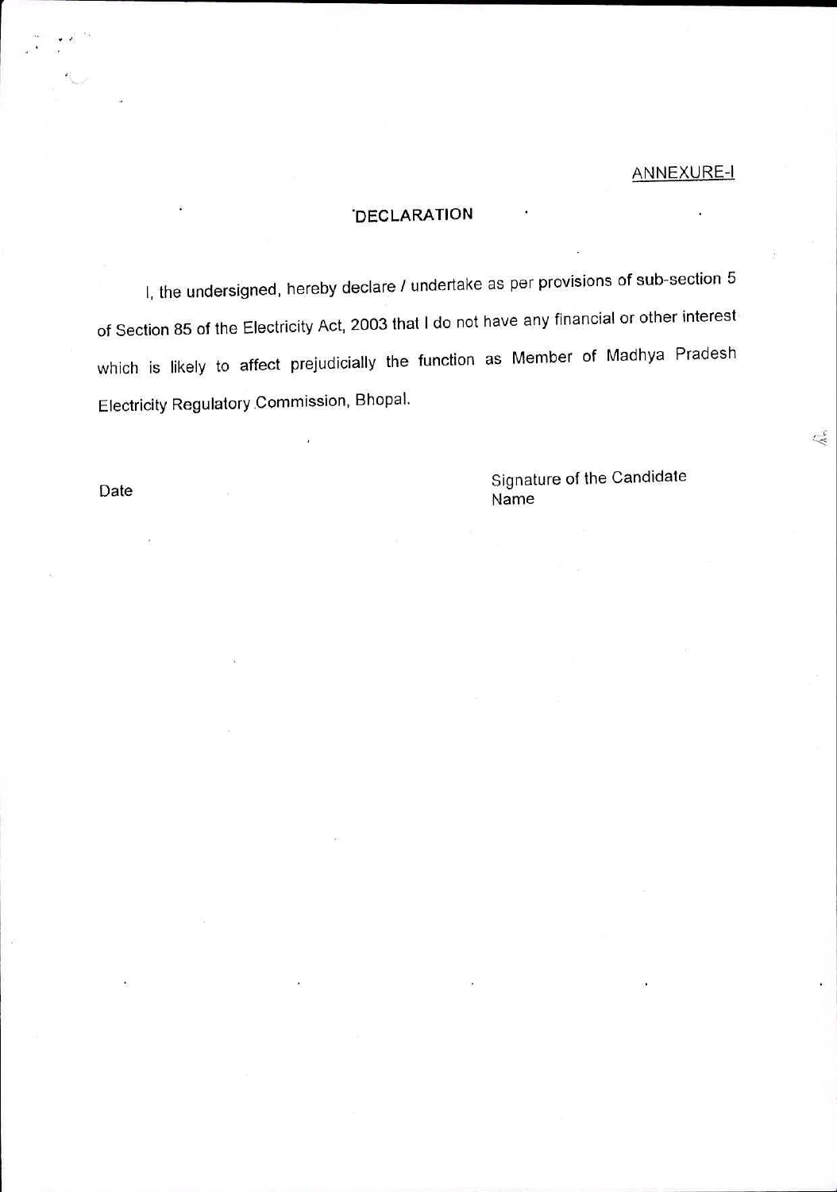ANNEXURE-I

## DECLARATION

I, the undersigned, hereby declare / undertake as per provisions of sub-section 5 of Section 85 of the Electricity Act, 2003 that I do not have any financial or other interest which is likely to affect prejudicially the function as Member of Madhya Pradesh Electricity Regulatory Commission, Bhopal.

Date

Signature of the Candidate
Name